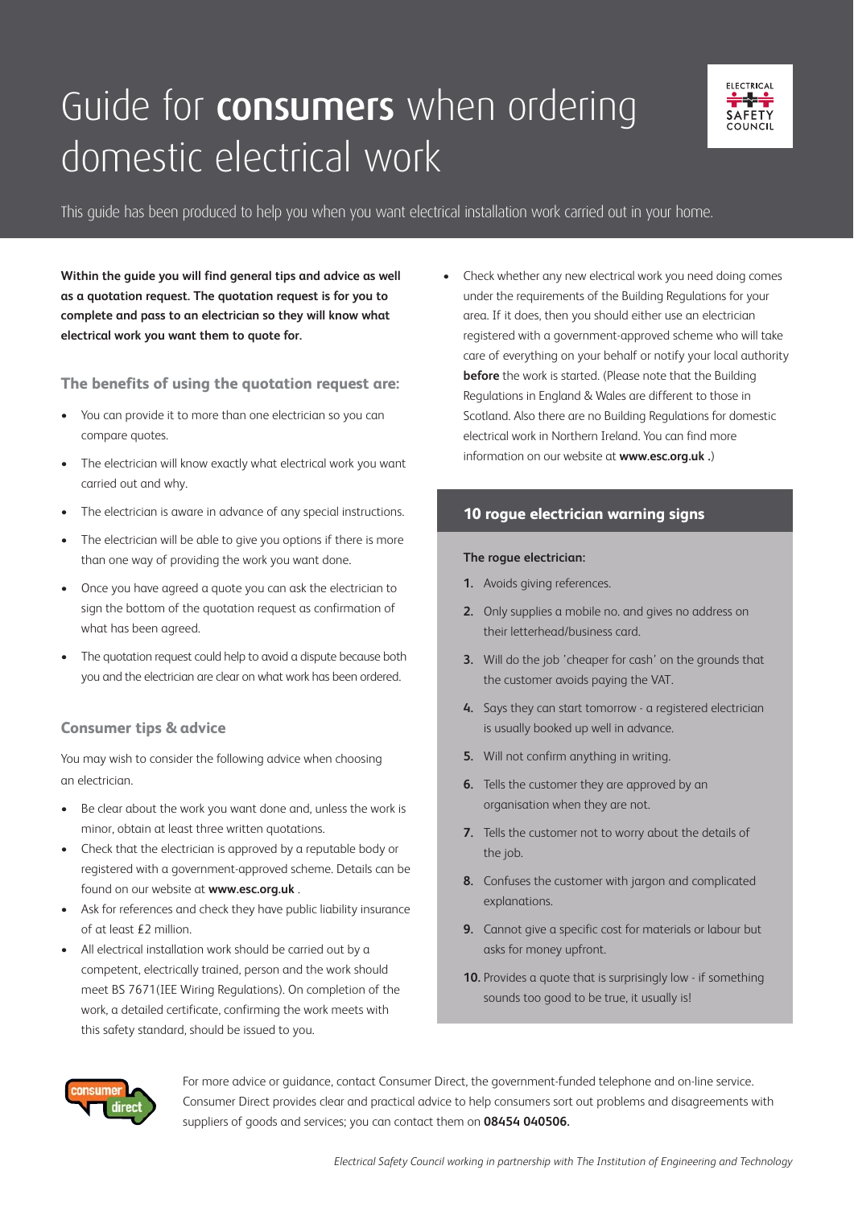# Guide for **consumers** when ordering domestic electrical work

This guide has been produced to help you when you want electrical installation work carried out in your home.

**Within the guide you will find general tips and advice as well as a quotation request. The quotation request is for you to complete and pass to an electrician so they will know what electrical work you want them to quote for.**

### The benefits of using the quotation request are:

- You can provide it to more than one electrician so you can compare quotes.
- The electrician will know exactly what electrical work you want carried out and why.
- The electrician is aware in advance of any special instructions.
- The electrician will be able to give you options if there is more than one way of providing the work you want done.
- Once you have agreed a quote you can ask the electrician to sign the bottom of the quotation request as confirmation of what has been agreed.
- The quotation request could help to avoid a dispute because both you and the electrician are clear on what work has been ordered.

### Consumer tips & advice

You may wish to consider the following advice when choosing an electrician.

- Be clear about the work you want done and, unless the work is minor, obtain at least three written quotations.
- Check that the electrician is approved by a reputable body or registered with a government-approved scheme. Details can be found on our website at **www.esc.org.uk** .
- Ask for references and check they have public liability insurance of at least £2 million.
- All electrical installation work should be carried out by a competent, electrically trained, person and the work should meet BS 7671(IEE Wiring Regulations). On completion of the work, a detailed certificate, confirming the work meets with this safety standard, should be issued to you.
- Check whether any new electrical work you need doing comes under the requirements of the Building Regulations for your area. If it does, then you should either use an electrician registered with a government-approved scheme who will take care of everything on your behalf or notify your local authority **before** the work is started. (Please note that the Building Regulations in England & Wales are different to those in Scotland. Also there are no Building Regulations for domestic electrical work in Northern Ireland. You can find more information on our website at **www.esc.org.uk** .)

### 10 rogue electrician warning signs

**The rogue electrician:**

1. Avoids giving references.
2. Only supplies a mobile no. and gives no address on their letterhead/business card.
3. Will do the job 'cheaper for cash' on the grounds that the customer avoids paying the VAT.
4. Says they can start tomorrow - a registered electrician is usually booked up well in advance.
5. Will not confirm anything in writing.
6. Tells the customer they are approved by an organisation when they are not.
7. Tells the customer not to worry about the details of the job.
8. Confuses the customer with jargon and complicated explanations.
9. Cannot give a specific cost for materials or labour but asks for money upfront.
10. Provides a quote that is surprisingly low - if something sounds too good to be true, it usually is!

For more advice or guidance, contact Consumer Direct, the government-funded telephone and on-line service. Consumer Direct provides clear and practical advice to help consumers sort out problems and disagreements with suppliers of goods and services; you can contact them on **08454 040506.**

*Electrical Safety Council working in partnership with The Institution of Engineering and Technology*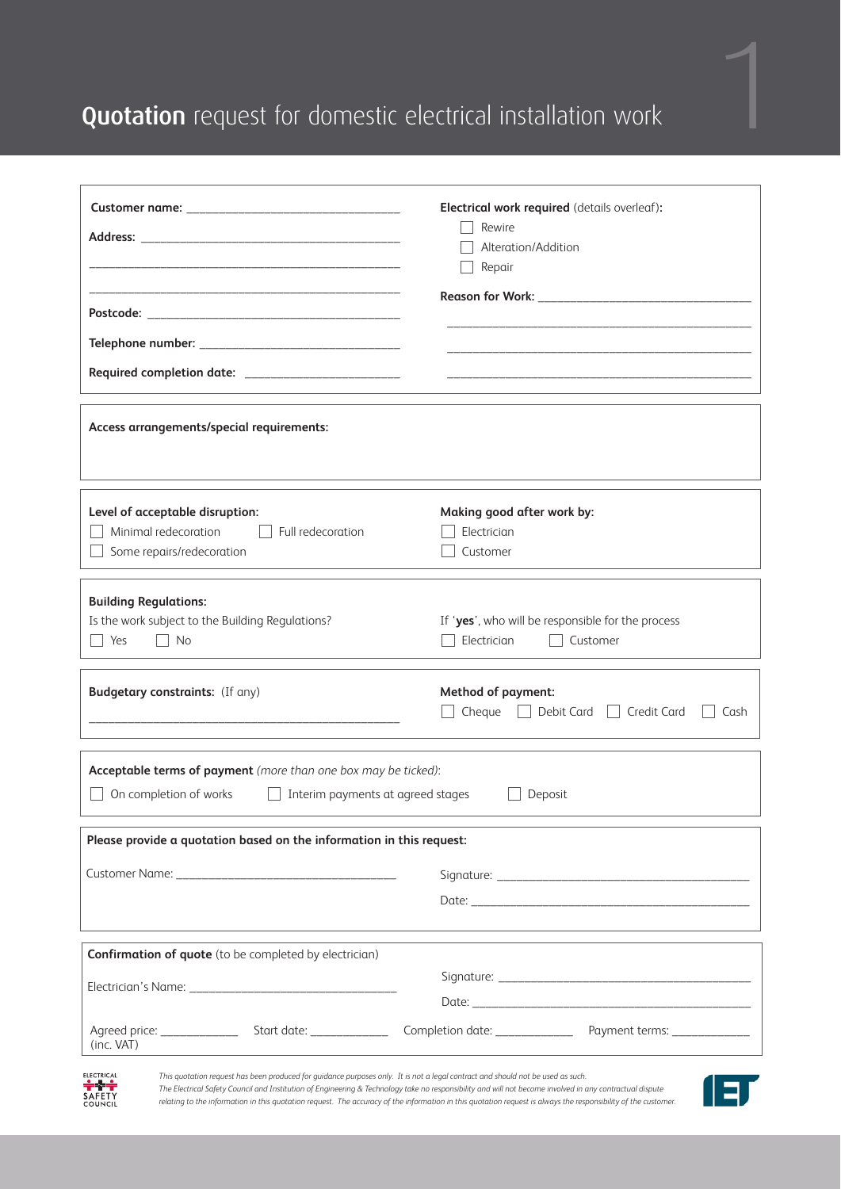# **Quotation** request for domestic electrical installation work

**Customer name:** ______________________________

**Address:** ______________________________

______________________________

______________________________

**Postcode:** ______________________________

**Telephone number:** ______________________________

**Required completion date:** ______________________

**Electrical work required** (details overleaf)**:**

- ☐ Rewire
- ☐ Alteration/Addition
- ☐ Repair

**Reason for Work:** ______________________________

______________________________

______________________________

______________________________

---

**Access arrangements/special requirements:**

---

**Level of acceptable disruption:**

- ☐ Minimal redecoration
- ☐ Full redecoration
- ☐ Some repairs/redecoration

**Making good after work by:**

- ☐ Electrician
- ☐ Customer

---

**Building Regulations:**

Is the work subject to the Building Regulations?

☐ Yes ☐ No

If '**yes**', who will be responsible for the process

☐ Electrician ☐ Customer

---

**Budgetary constraints:** (If any)

______________________________

**Method of payment:**

☐ Cheque ☐ Debit Card ☐ Credit Card ☐ Cash

---

**Acceptable terms of payment** *(more than one box may be ticked)*:

☐ On completion of works ☐ Interim payments at agreed stages ☐ Deposit

---

**Please provide a quotation based on the information in this request:**

Customer Name: ______________________________

Signature: ______________________________

Date: ______________________________

---

**Confirmation of quote** (to be completed by electrician)

Electrician's Name: ______________________________

Signature: ______________________________

Date: ______________________________

Agreed price: ____________ (inc. VAT) Start date: ____________ Completion date: ____________ Payment terms: ____________

---

*This quotation request has been produced for guidance purposes only. It is not a legal contract and should not be used as such. The Electrical Safety Council and Institution of Engineering & Technology take no responsibility and will not become involved in any contractual dispute relating to the information in this quotation request. The accuracy of the information in this quotation request is always the responsibility of the customer.*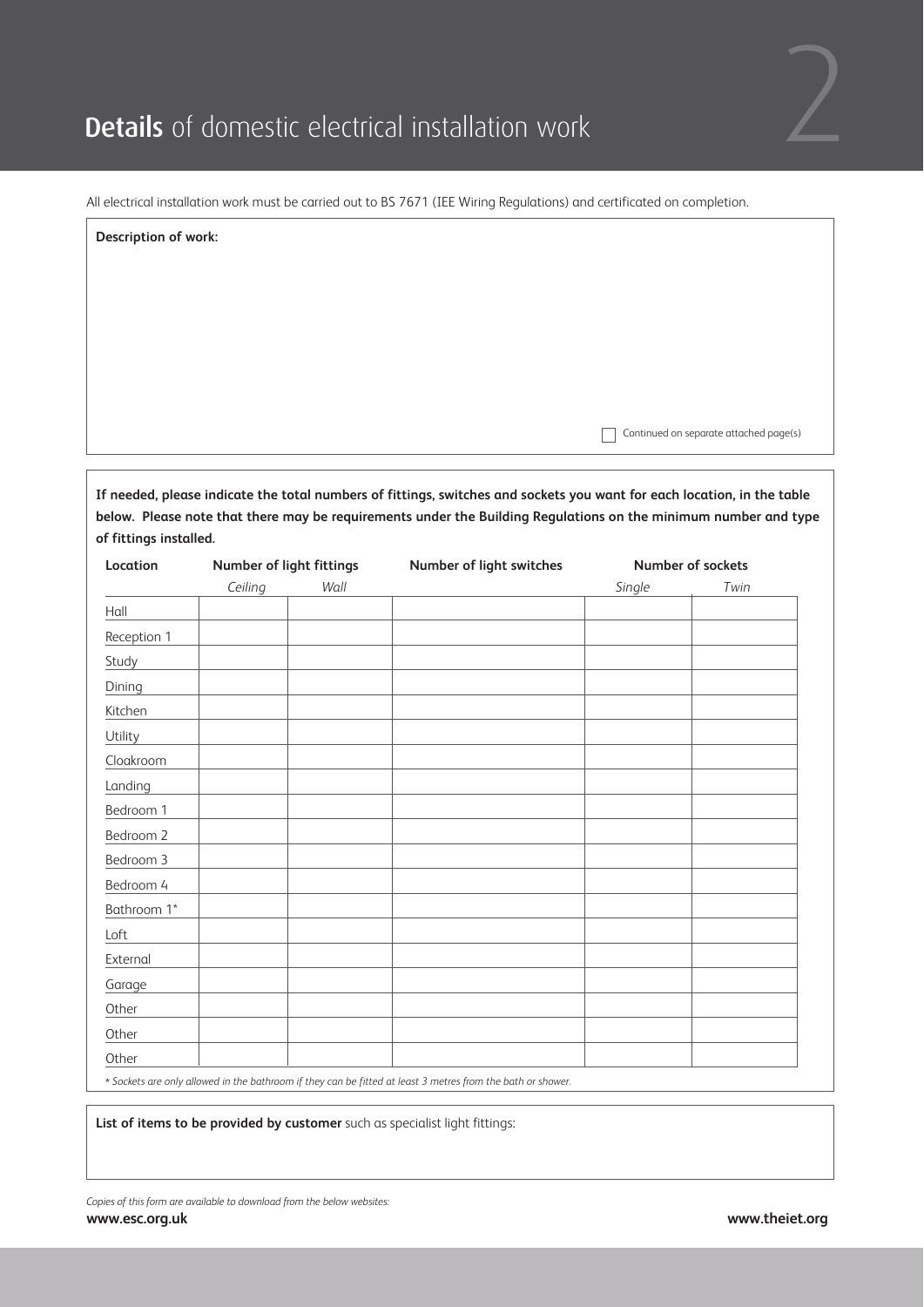# **Details** of domestic electrical installation work

All electrical installation work must be carried out to BS 7671 (IEE Wiring Regulations) and certificated on completion.

**Description of work:**

☐ Continued on separate attached page(s)

**If needed, please indicate the total numbers of fittings, switches and sockets you want for each location, in the table below. Please note that there may be requirements under the Building Regulations on the minimum number and type of fittings installed.**

| Location | Number of light fittings | | Number of light switches | Number of sockets | |
|---|---|---|---|---|---|
| | *Ceiling* | *Wall* | | *Single* | *Twin* |
| Hall | | | | | |
| Reception 1 | | | | | |
| Study | | | | | |
| Dining | | | | | |
| Kitchen | | | | | |
| Utility | | | | | |
| Cloakroom | | | | | |
| Landing | | | | | |
| Bedroom 1 | | | | | |
| Bedroom 2 | | | | | |
| Bedroom 3 | | | | | |
| Bedroom 4 | | | | | |
| Bathroom 1* | | | | | |
| Loft | | | | | |
| External | | | | | |
| Garage | | | | | |
| Other | | | | | |
| Other | | | | | |
| Other | | | | | |

*\* Sockets are only allowed in the bathroom if they can be fitted at least 3 metres from the bath or shower.*

**List of items to be provided by customer** such as specialist light fittings:

*Copies of this form are available to download from the below websites:*

**www.esc.org.uk** **www.theiet.org**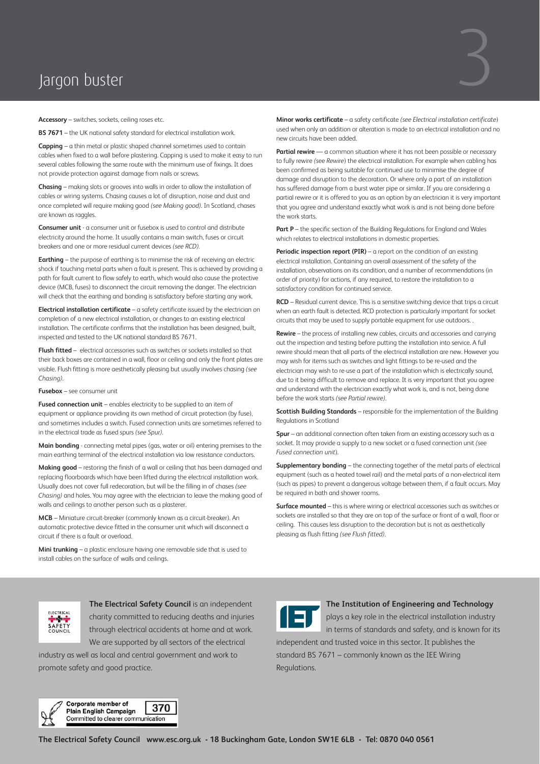# Jargon buster

3

**Accessory** – switches, sockets, ceiling roses etc.

**BS 7671** – the UK national safety standard for electrical installation work.

**Capping** – a thin metal or plastic shaped channel sometimes used to contain cables when fixed to a wall before plastering. Capping is used to make it easy to run several cables following the same route with the minimum use of fixings. It does not provide protection against damage from nails or screws.

**Chasing** – making slots or grooves into walls in order to allow the installation of cables or wiring systems. Chasing causes a lot of disruption, noise and dust and once completed will require making good *(see Making good)*. In Scotland, chases are known as raggles.

**Consumer unit** - a consumer unit or fusebox is used to control and distribute electricity around the home. It usually contains a main switch, fuses or circuit breakers and one or more residual current devices *(see RCD)*.

**Earthing** – the purpose of earthing is to minimise the risk of receiving an electric shock if touching metal parts when a fault is present. This is achieved by providing a path for fault current to flow safely to earth, which would also cause the protective device (MCB, fuses) to disconnect the circuit removing the danger. The electrician will check that the earthing and bonding is satisfactory before starting any work.

**Electrical installation certificate** – a safety certificate issued by the electrician on completion of a new electrical installation, or changes to an existing electrical installation. The certificate confirms that the installation has been designed, built, inspected and tested to the UK national standard BS 7671.

**Flush fitted** – electrical accessories such as switches or sockets installed so that their back boxes are contained in a wall, floor or ceiling and only the front plates are visible. Flush fitting is more aesthetically pleasing but usually involves chasing *(see Chasing)*.

**Fusebox** – see consumer unit

**Fused connection unit** – enables electricity to be supplied to an item of equipment or appliance providing its own method of circuit protection (by fuse), and sometimes includes a switch. Fused connection units are sometimes referred to in the electrical trade as fused spurs *(see Spur)*.

**Main bonding** - connecting metal pipes (gas, water or oil) entering premises to the main earthing terminal of the electrical installation via low resistance conductors.

**Making good** – restoring the finish of a wall or ceiling that has been damaged and replacing floorboards which have been lifted during the electrical installation work. Usually does not cover full redecoration, but will be the filling in of chases *(see Chasing)* and holes. You may agree with the electrician to leave the making good of walls and ceilings to another person such as a plasterer.

**MCB** – Miniature circuit-breaker (commonly known as a circuit-breaker). An automatic protective device fitted in the consumer unit which will disconnect a circuit if there is a fault or overload.

**Mini trunking** – a plastic enclosure having one removable side that is used to install cables on the surface of walls and ceilings.

**Minor works certificate** – a safety certificate *(see Electrical installation certificate)* used when only an addition or alteration is made to an electrical installation and no new circuits have been added.

**Partial rewire** — a common situation where it has not been possible or necessary to fully rewire *(see Rewire)* the electrical installation. For example when cabling has been confirmed as being suitable for continued use to minimise the degree of damage and disruption to the decoration. Or where only a part of an installation has suffered damage from a burst water pipe or similar. If you are considering a partial rewire or it is offered to you as an option by an electrician it is very important that you agree and understand exactly what work is and is not being done before the work starts.

**Part P** – the specific section of the Building Regulations for England and Wales which relates to electrical installations in domestic properties.

**Periodic inspection report (PIR)** – a report on the condition of an existing electrical installation. Containing an overall assessment of the safety of the installation, observations on its condition, and a number of recommendations (in order of priority) for actions, if any required, to restore the installation to a satisfactory condition for continued service.

**RCD** – Residual current device. This is a sensitive switching device that trips a circuit when an earth fault is detected. RCD protection is particularly important for socket circuits that may be used to supply portable equipment for use outdoors. .

**Rewire** – the process of installing new cables, circuits and accessories and carrying out the inspection and testing before putting the installation into service. A full rewire should mean that all parts of the electrical installation are new. However you may wish for items such as switches and light fittings to be re-used and the electrician may wish to re-use a part of the installation which is electrically sound, due to it being difficult to remove and replace. It is very important that you agree and understand with the electrician exactly what work is, and is not, being done before the work starts *(see Partial rewire)*.

**Scottish Building Standards** – responsible for the implementation of the Building Regulations in Scotland

**Spur** – an additional connection often taken from an existing accessory such as a socket. It may provide a supply to a new socket or a fused connection unit *(see Fused connection unit)*.

**Supplementary bonding** – the connecting together of the metal parts of electrical equipment (such as a heated towel rail) and the metal parts of a non-electrical item (such as pipes) to prevent a dangerous voltage between them, if a fault occurs. May be required in bath and shower rooms.

**Surface mounted** – this is where wiring or electrical accessories such as switches or sockets are installed so that they are on top of the surface or front of a wall, floor or ceiling. This causes less disruption to the decoration but is not as aesthetically pleasing as flush fitting *(see Flush fitted)*.

**The Electrical Safety Council** is an independent charity committed to reducing deaths and injuries through electrical accidents at home and at work. We are supported by all sectors of the electrical industry as well as local and central government and work to promote safety and good practice.

**The Institution of Engineering and Technology** plays a key role in the electrical installation industry in terms of standards and safety, and is known for its independent and trusted voice in this sector. It publishes the standard BS 7671 – commonly known as the IEE Wiring Regulations.

Corporate member of Plain English Campaign 370
Committed to clearer communication

**The Electrical Safety Council www.esc.org.uk - 18 Buckingham Gate, London SW1E 6LB - Tel: 0870 040 0561**